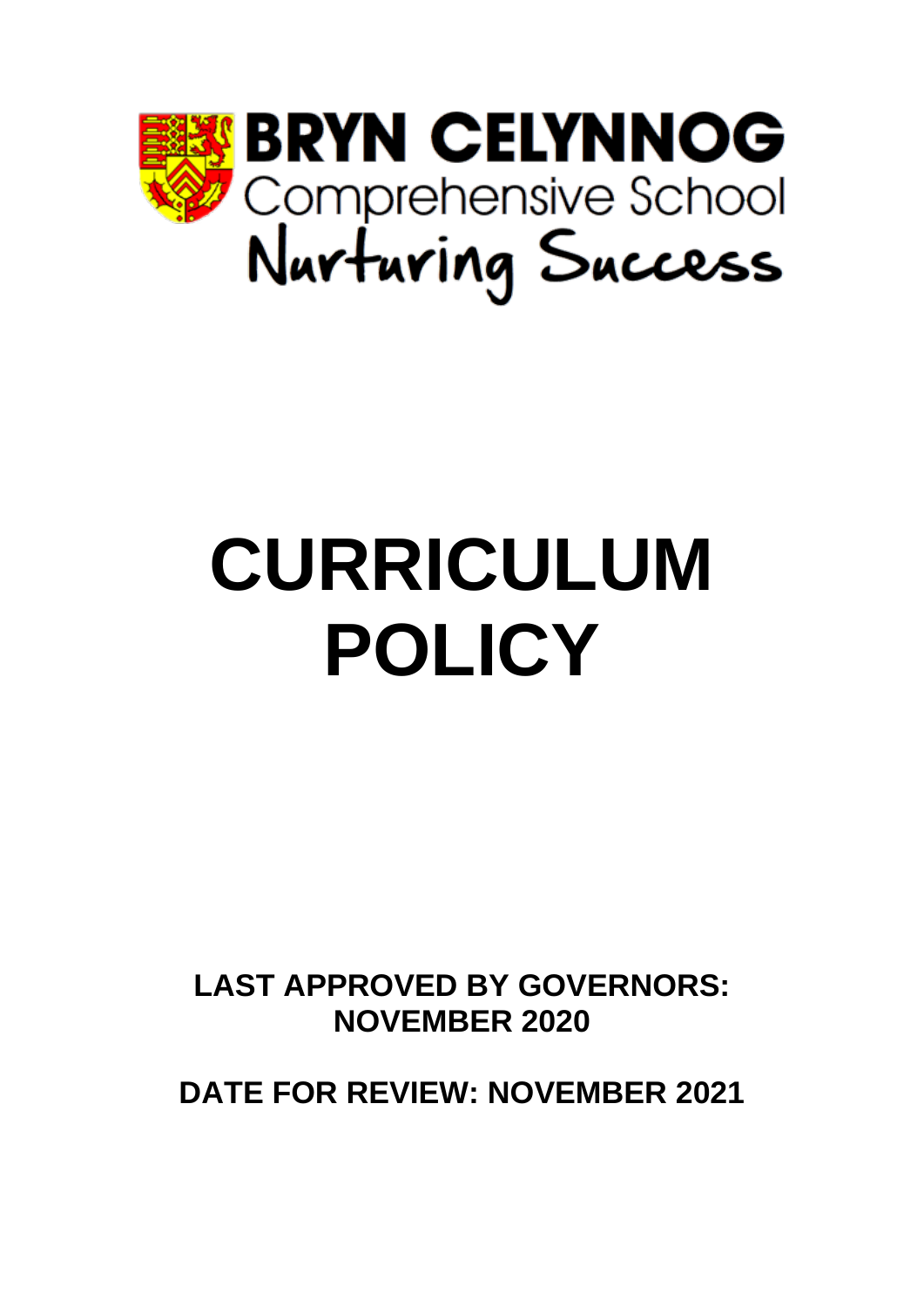**BRYN CELYNNOG**
Comprehensive School
Nurturing Success

# CURRICULUM POLICY

**LAST APPROVED BY GOVERNORS: NOVEMBER 2020**

**DATE FOR REVIEW: NOVEMBER 2021**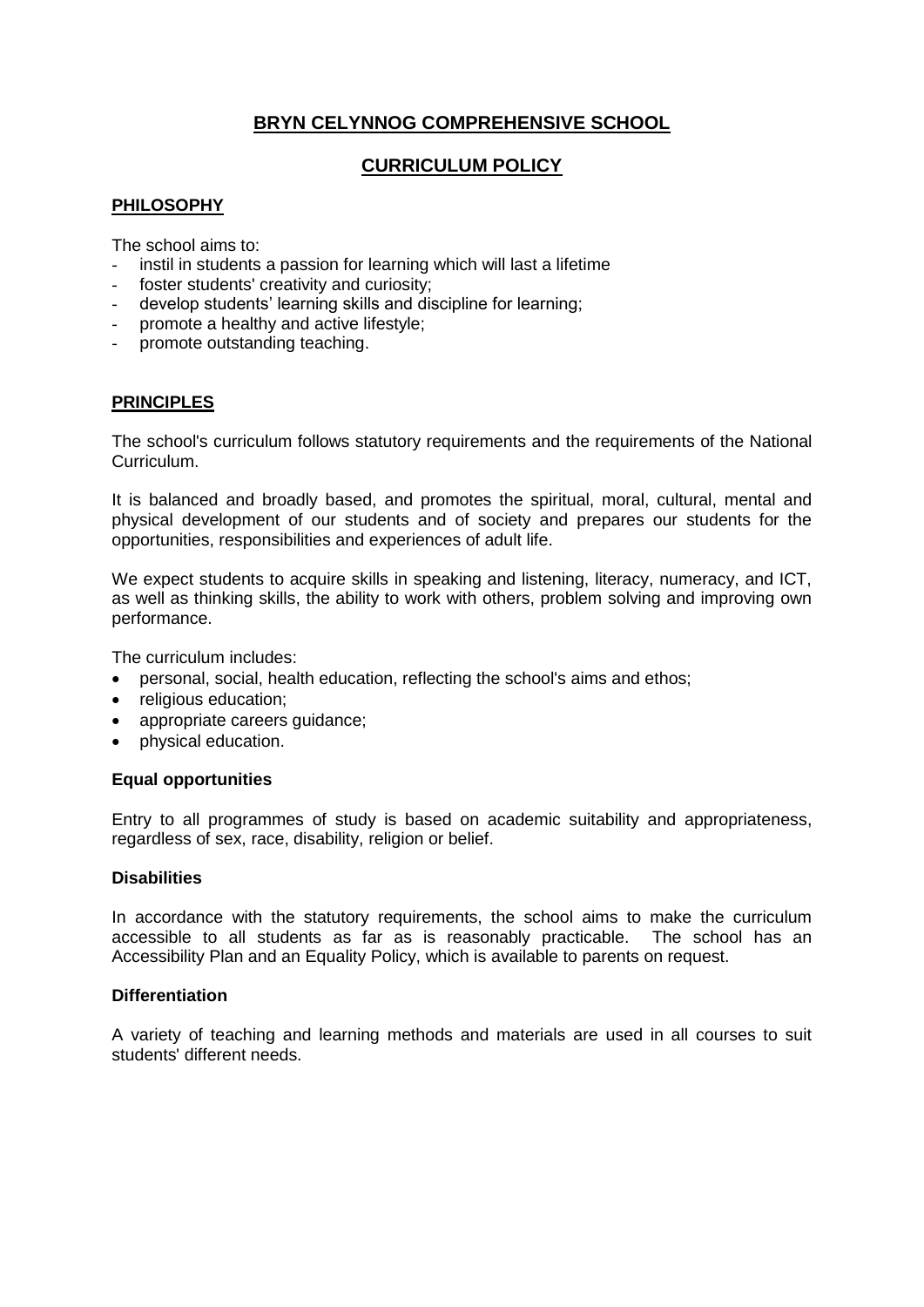# BRYN CELYNNOG COMPREHENSIVE SCHOOL

## CURRICULUM POLICY

### PHILOSOPHY

The school aims to:

- instil in students a passion for learning which will last a lifetime
- foster students' creativity and curiosity;
- develop students' learning skills and discipline for learning;
- promote a healthy and active lifestyle;
- promote outstanding teaching.

### PRINCIPLES

The school's curriculum follows statutory requirements and the requirements of the National Curriculum.

It is balanced and broadly based, and promotes the spiritual, moral, cultural, mental and physical development of our students and of society and prepares our students for the opportunities, responsibilities and experiences of adult life.

We expect students to acquire skills in speaking and listening, literacy, numeracy, and ICT, as well as thinking skills, the ability to work with others, problem solving and improving own performance.

The curriculum includes:

- personal, social, health education, reflecting the school's aims and ethos;
- religious education;
- appropriate careers guidance;
- physical education.

**Equal opportunities**

Entry to all programmes of study is based on academic suitability and appropriateness, regardless of sex, race, disability, religion or belief.

**Disabilities**

In accordance with the statutory requirements, the school aims to make the curriculum accessible to all students as far as is reasonably practicable. The school has an Accessibility Plan and an Equality Policy, which is available to parents on request.

**Differentiation**

A variety of teaching and learning methods and materials are used in all courses to suit students' different needs.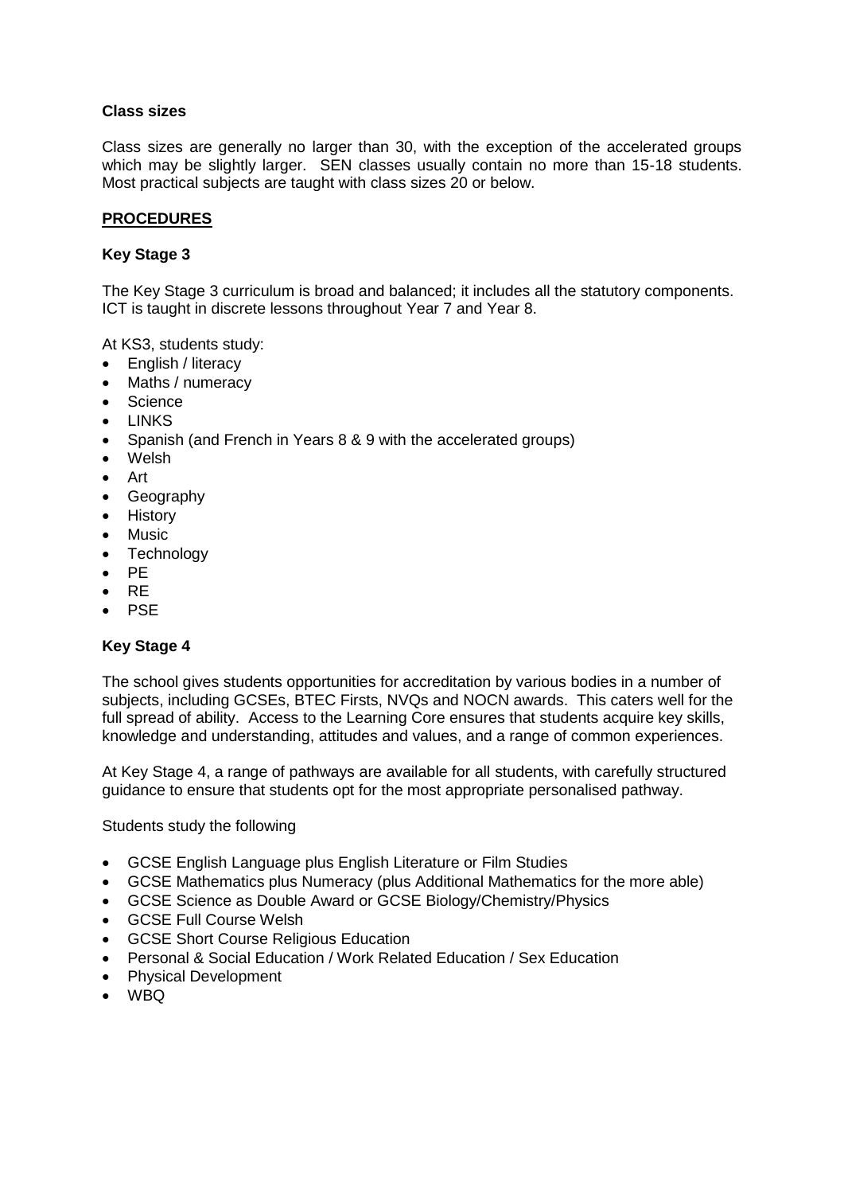**Class sizes**

Class sizes are generally no larger than 30, with the exception of the accelerated groups which may be slightly larger. SEN classes usually contain no more than 15-18 students. Most practical subjects are taught with class sizes 20 or below.

## PROCEDURES

### Key Stage 3

The Key Stage 3 curriculum is broad and balanced; it includes all the statutory components. ICT is taught in discrete lessons throughout Year 7 and Year 8.

At KS3, students study:

- English / literacy
- Maths / numeracy
- Science
- LINKS
- Spanish (and French in Years 8 & 9 with the accelerated groups)
- Welsh
- Art
- Geography
- History
- Music
- Technology
- PE
- RE
- PSE

### Key Stage 4

The school gives students opportunities for accreditation by various bodies in a number of subjects, including GCSEs, BTEC Firsts, NVQs and NOCN awards. This caters well for the full spread of ability. Access to the Learning Core ensures that students acquire key skills, knowledge and understanding, attitudes and values, and a range of common experiences.

At Key Stage 4, a range of pathways are available for all students, with carefully structured guidance to ensure that students opt for the most appropriate personalised pathway.

Students study the following

- GCSE English Language plus English Literature or Film Studies
- GCSE Mathematics plus Numeracy (plus Additional Mathematics for the more able)
- GCSE Science as Double Award or GCSE Biology/Chemistry/Physics
- GCSE Full Course Welsh
- GCSE Short Course Religious Education
- Personal & Social Education / Work Related Education / Sex Education
- Physical Development
- WBQ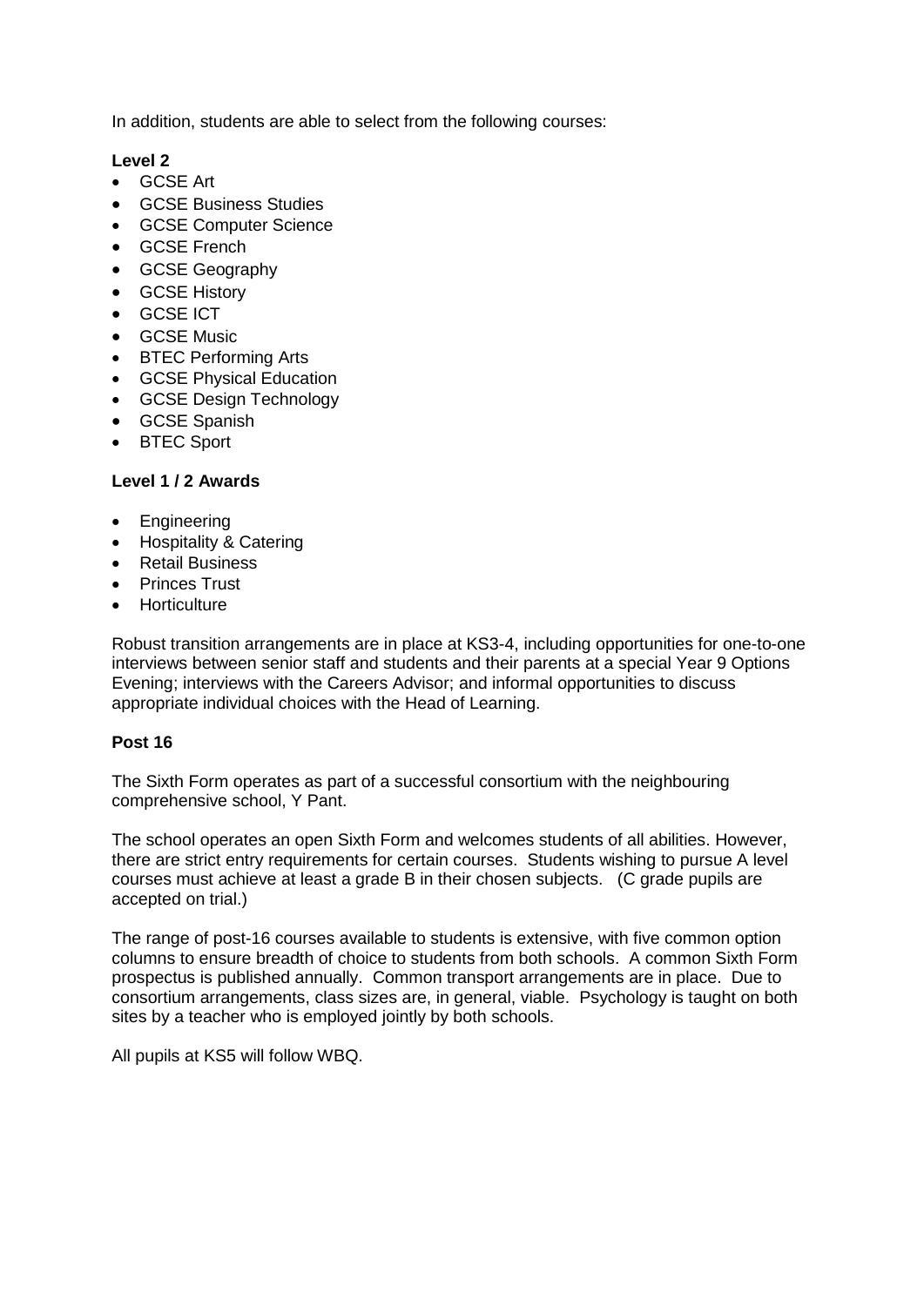In addition, students are able to select from the following courses:

**Level 2**

- GCSE Art
- GCSE Business Studies
- GCSE Computer Science
- GCSE French
- GCSE Geography
- GCSE History
- GCSE ICT
- GCSE Music
- BTEC Performing Arts
- GCSE Physical Education
- GCSE Design Technology
- GCSE Spanish
- BTEC Sport

**Level 1 / 2 Awards**

- Engineering
- Hospitality & Catering
- Retail Business
- Princes Trust
- Horticulture

Robust transition arrangements are in place at KS3-4, including opportunities for one-to-one interviews between senior staff and students and their parents at a special Year 9 Options Evening; interviews with the Careers Advisor; and informal opportunities to discuss appropriate individual choices with the Head of Learning.

**Post 16**

The Sixth Form operates as part of a successful consortium with the neighbouring comprehensive school, Y Pant.

The school operates an open Sixth Form and welcomes students of all abilities. However, there are strict entry requirements for certain courses. Students wishing to pursue A level courses must achieve at least a grade B in their chosen subjects. (C grade pupils are accepted on trial.)

The range of post-16 courses available to students is extensive, with five common option columns to ensure breadth of choice to students from both schools. A common Sixth Form prospectus is published annually. Common transport arrangements are in place. Due to consortium arrangements, class sizes are, in general, viable. Psychology is taught on both sites by a teacher who is employed jointly by both schools.

All pupils at KS5 will follow WBQ.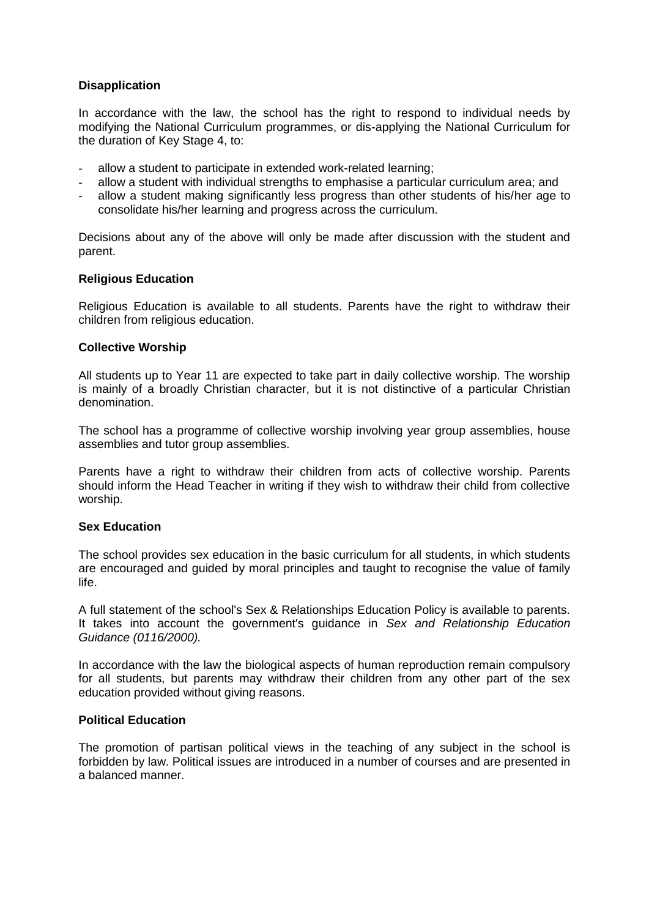**Disapplication**

In accordance with the law, the school has the right to respond to individual needs by modifying the National Curriculum programmes, or dis-applying the National Curriculum for the duration of Key Stage 4, to:

- allow a student to participate in extended work-related learning;
- allow a student with individual strengths to emphasise a particular curriculum area; and
- allow a student making significantly less progress than other students of his/her age to consolidate his/her learning and progress across the curriculum.

Decisions about any of the above will only be made after discussion with the student and parent.

**Religious Education**

Religious Education is available to all students. Parents have the right to withdraw their children from religious education.

**Collective Worship**

All students up to Year 11 are expected to take part in daily collective worship. The worship is mainly of a broadly Christian character, but it is not distinctive of a particular Christian denomination.

The school has a programme of collective worship involving year group assemblies, house assemblies and tutor group assemblies.

Parents have a right to withdraw their children from acts of collective worship. Parents should inform the Head Teacher in writing if they wish to withdraw their child from collective worship.

**Sex Education**

The school provides sex education in the basic curriculum for all students, in which students are encouraged and guided by moral principles and taught to recognise the value of family life.

A full statement of the school's Sex & Relationships Education Policy is available to parents. It takes into account the government's guidance in *Sex and Relationship Education Guidance (0116/2000).*

In accordance with the law the biological aspects of human reproduction remain compulsory for all students, but parents may withdraw their children from any other part of the sex education provided without giving reasons.

**Political Education**

The promotion of partisan political views in the teaching of any subject in the school is forbidden by law. Political issues are introduced in a number of courses and are presented in a balanced manner.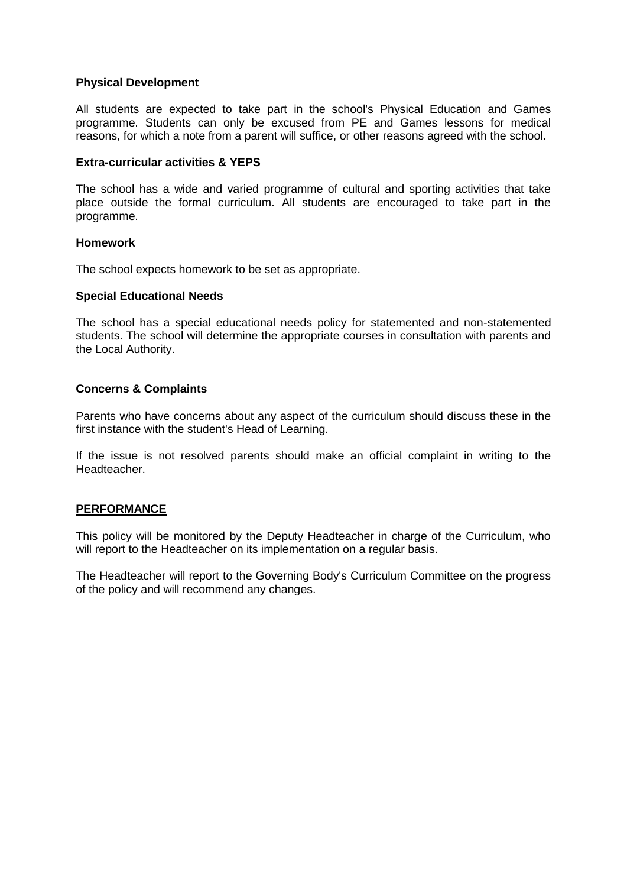**Physical Development**

All students are expected to take part in the school's Physical Education and Games programme. Students can only be excused from PE and Games lessons for medical reasons, for which a note from a parent will suffice, or other reasons agreed with the school.

**Extra-curricular activities & YEPS**

The school has a wide and varied programme of cultural and sporting activities that take place outside the formal curriculum. All students are encouraged to take part in the programme.

**Homework**

The school expects homework to be set as appropriate.

**Special Educational Needs**

The school has a special educational needs policy for statemented and non-statemented students. The school will determine the appropriate courses in consultation with parents and the Local Authority.

**Concerns & Complaints**

Parents who have concerns about any aspect of the curriculum should discuss these in the first instance with the student's Head of Learning.

If the issue is not resolved parents should make an official complaint in writing to the Headteacher.

## PERFORMANCE

This policy will be monitored by the Deputy Headteacher in charge of the Curriculum, who will report to the Headteacher on its implementation on a regular basis.

The Headteacher will report to the Governing Body's Curriculum Committee on the progress of the policy and will recommend any changes.